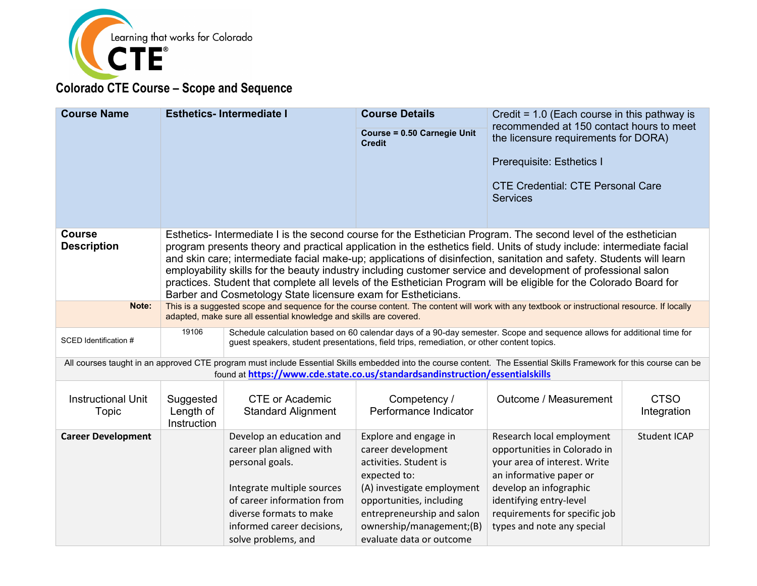Learning that works for Colorado CTE®

## Colorado CTE Course – Scope and Sequence

| Course Name | Esthetics- Intermediate I | Course Details | Credit = 1.0 (Each course in this pathway is recommended at 150 contact hours to meet the licensure requirements for DORA) |
|---|---|---|---|
| | | Course = 0.50 Carnegie Unit Credit | Prerequisite: Esthetics I<br><br>CTE Credential: CTE Personal Care Services |
| **Course Description** | Esthetics- Intermediate I is the second course for the Esthetician Program. The second level of the esthetician program presents theory and practical application in the esthetics field. Units of study include: intermediate facial and skin care; intermediate facial make-up; applications of disinfection, sanitation and safety. Students will learn employability skills for the beauty industry including customer service and development of professional salon practices. Student that complete all levels of the Esthetician Program will be eligible for the Colorado Board for Barber and Cosmetology State licensure exam for Estheticians. | | |
| **Note:** | This is a suggested scope and sequence for the course content. The content will work with any textbook or instructional resource. If locally adapted, make sure all essential knowledge and skills are covered. | | |
| SCED Identification # | 19106 | Schedule calculation based on 60 calendar days of a 90-day semester. Scope and sequence allows for additional time for guest speakers, student presentations, field trips, remediation, or other content topics. | |

All courses taught in an approved CTE program must include Essential Skills embedded into the course content. The Essential Skills Framework for this course can be found at https://www.cde.state.co.us/standardsandinstruction/essentialskills

| Instructional Unit Topic | Suggested Length of Instruction | CTE or Academic Standard Alignment | Competency / Performance Indicator | Outcome / Measurement | CTSO Integration |
|---|---|---|---|---|---|
| **Career Development** | | Develop an education and career plan aligned with personal goals.<br><br>Integrate multiple sources of career information from diverse formats to make informed career decisions, solve problems, and | Explore and engage in career development activities. Student is expected to:<br>(A) investigate employment opportunities, including entrepreneurship and salon ownership/management;(B) evaluate data or outcome | Research local employment opportunities in Colorado in your area of interest. Write an informative paper or develop an infographic identifying entry-level requirements for specific job types and note any special | Student ICAP |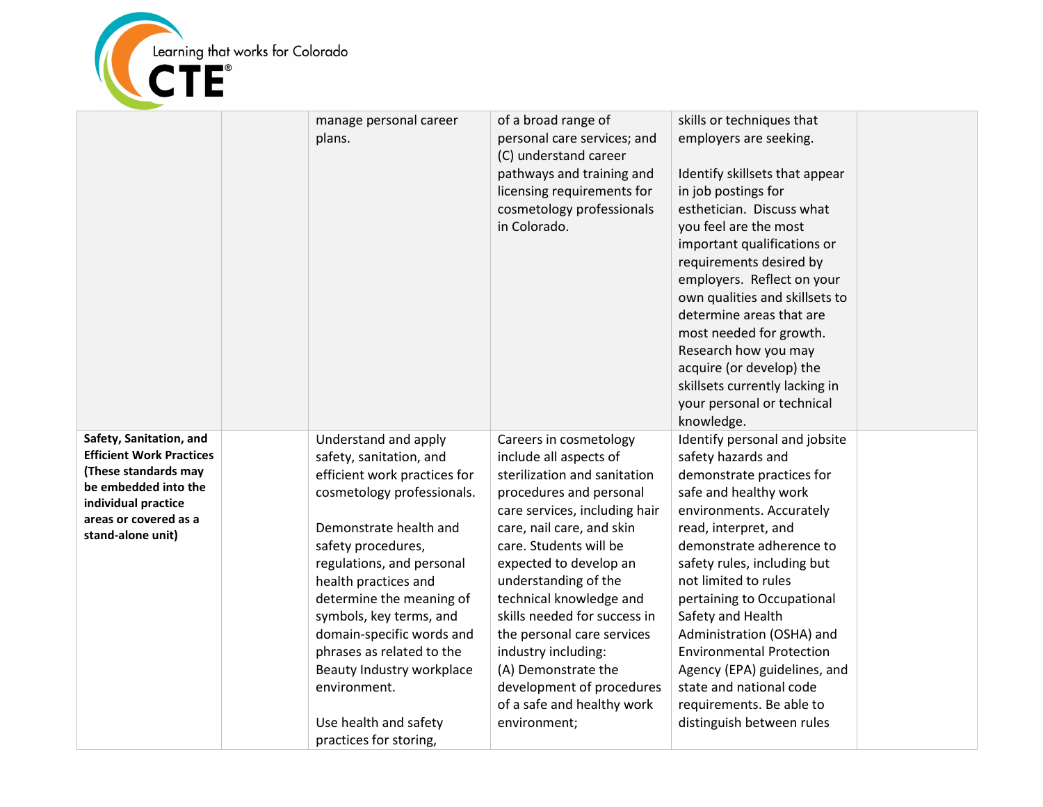| | | | | | |
|---|---|---|---|---|---|
| | | manage personal career plans. | of a broad range of personal care services; and (C) understand career pathways and training and licensing requirements for cosmetology professionals in Colorado. | skills or techniques that employers are seeking.<br><br>Identify skillsets that appear in job postings for esthetician. Discuss what you feel are the most important qualifications or requirements desired by employers. Reflect on your own qualities and skillsets to determine areas that are most needed for growth. Research how you may acquire (or develop) the skillsets currently lacking in your personal or technical knowledge. | |
| **Safety, Sanitation, and Efficient Work Practices (These standards may be embedded into the individual practice areas or covered as a stand-alone unit)** | | Understand and apply safety, sanitation, and efficient work practices for cosmetology professionals.<br><br>Demonstrate health and safety procedures, regulations, and personal health practices and determine the meaning of symbols, key terms, and domain-specific words and phrases as related to the Beauty Industry workplace environment.<br><br>Use health and safety practices for storing, | Careers in cosmetology include all aspects of sterilization and sanitation procedures and personal care services, including hair care, nail care, and skin care. Students will be expected to develop an understanding of the technical knowledge and skills needed for success in the personal care services industry including:<br>(A) Demonstrate the development of procedures of a safe and healthy work environment; | Identify personal and jobsite safety hazards and demonstrate practices for safe and healthy work environments. Accurately read, interpret, and demonstrate adherence to safety rules, including but not limited to rules pertaining to Occupational Safety and Health Administration (OSHA) and Environmental Protection Agency (EPA) guidelines, and state and national code requirements. Be able to distinguish between rules | |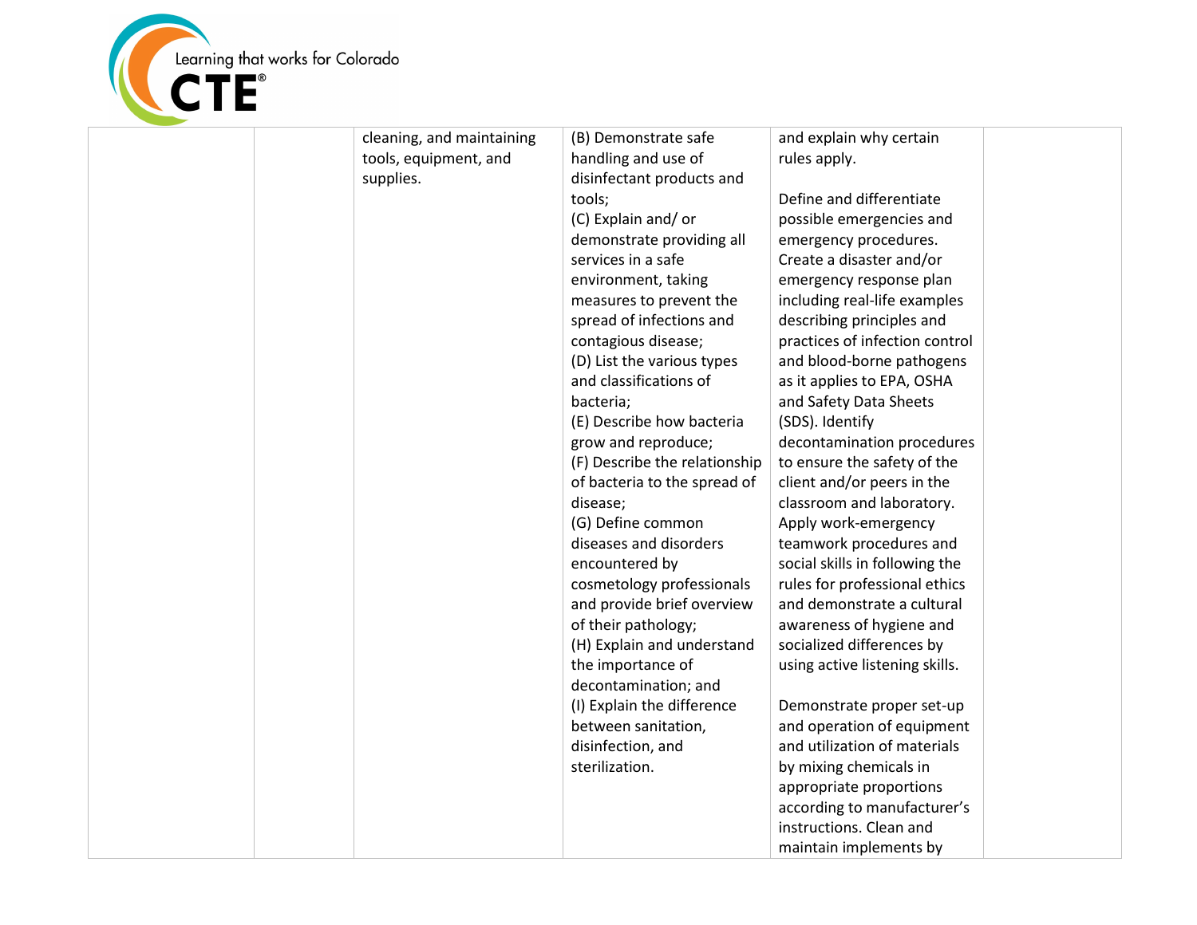| | | | | | |
|---|---|---|---|---|---|
| | | cleaning, and maintaining tools, equipment, and supplies. | (B) Demonstrate safe handling and use of disinfectant products and tools;<br>(C) Explain and/ or demonstrate providing all services in a safe environment, taking measures to prevent the spread of infections and contagious disease;<br>(D) List the various types and classifications of bacteria;<br>(E) Describe how bacteria grow and reproduce;<br>(F) Describe the relationship of bacteria to the spread of disease;<br>(G) Define common diseases and disorders encountered by cosmetology professionals and provide brief overview of their pathology;<br>(H) Explain and understand the importance of decontamination; and<br>(I) Explain the difference between sanitation, disinfection, and sterilization. | and explain why certain rules apply.<br><br>Define and differentiate possible emergencies and emergency procedures. Create a disaster and/or emergency response plan including real-life examples describing principles and practices of infection control and blood-borne pathogens as it applies to EPA, OSHA and Safety Data Sheets (SDS). Identify decontamination procedures to ensure the safety of the client and/or peers in the classroom and laboratory. Apply work-emergency teamwork procedures and social skills in following the rules for professional ethics and demonstrate a cultural awareness of hygiene and socialized differences by using active listening skills.<br><br>Demonstrate proper set-up and operation of equipment and utilization of materials by mixing chemicals in appropriate proportions according to manufacturer's instructions. Clean and maintain implements by | |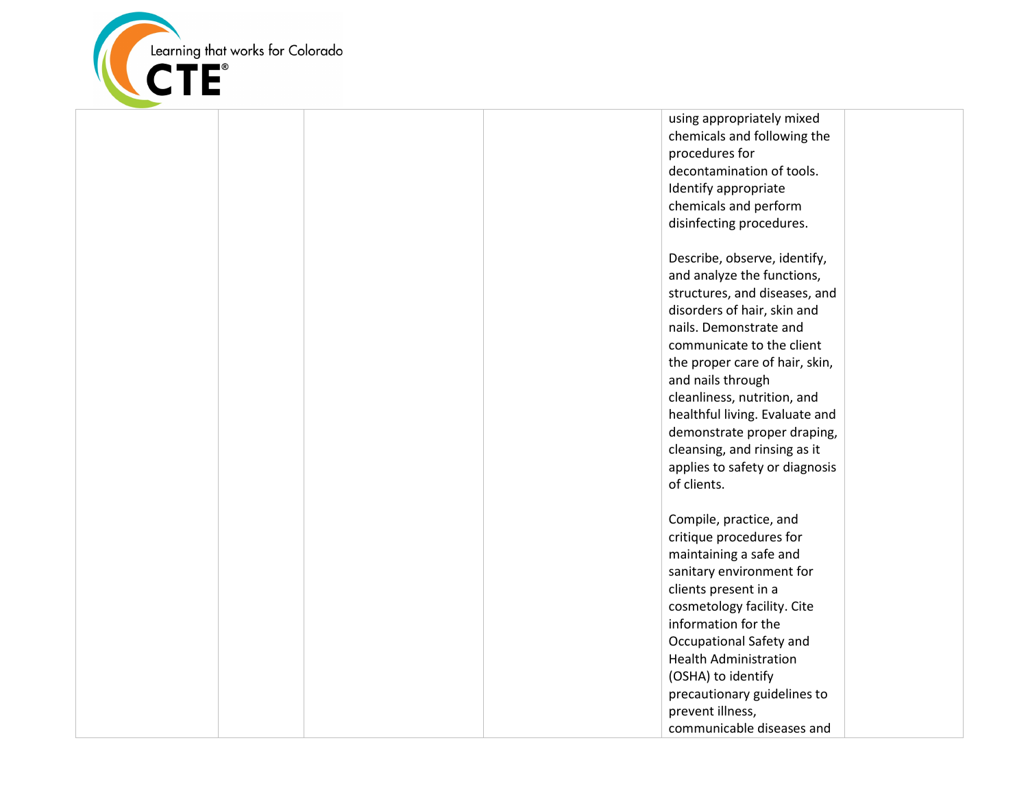|  |  |  |  |  |  |
|---|---|---|---|---|---|
|  |  |  |  | using appropriately mixed chemicals and following the procedures for decontamination of tools. Identify appropriate chemicals and perform disinfecting procedures.<br><br>Describe, observe, identify, and analyze the functions, structures, and diseases, and disorders of hair, skin and nails. Demonstrate and communicate to the client the proper care of hair, skin, and nails through cleanliness, nutrition, and healthful living. Evaluate and demonstrate proper draping, cleansing, and rinsing as it applies to safety or diagnosis of clients.<br><br>Compile, practice, and critique procedures for maintaining a safe and sanitary environment for clients present in a cosmetology facility. Cite information for the Occupational Safety and Health Administration (OSHA) to identify precautionary guidelines to prevent illness, communicable diseases and |  |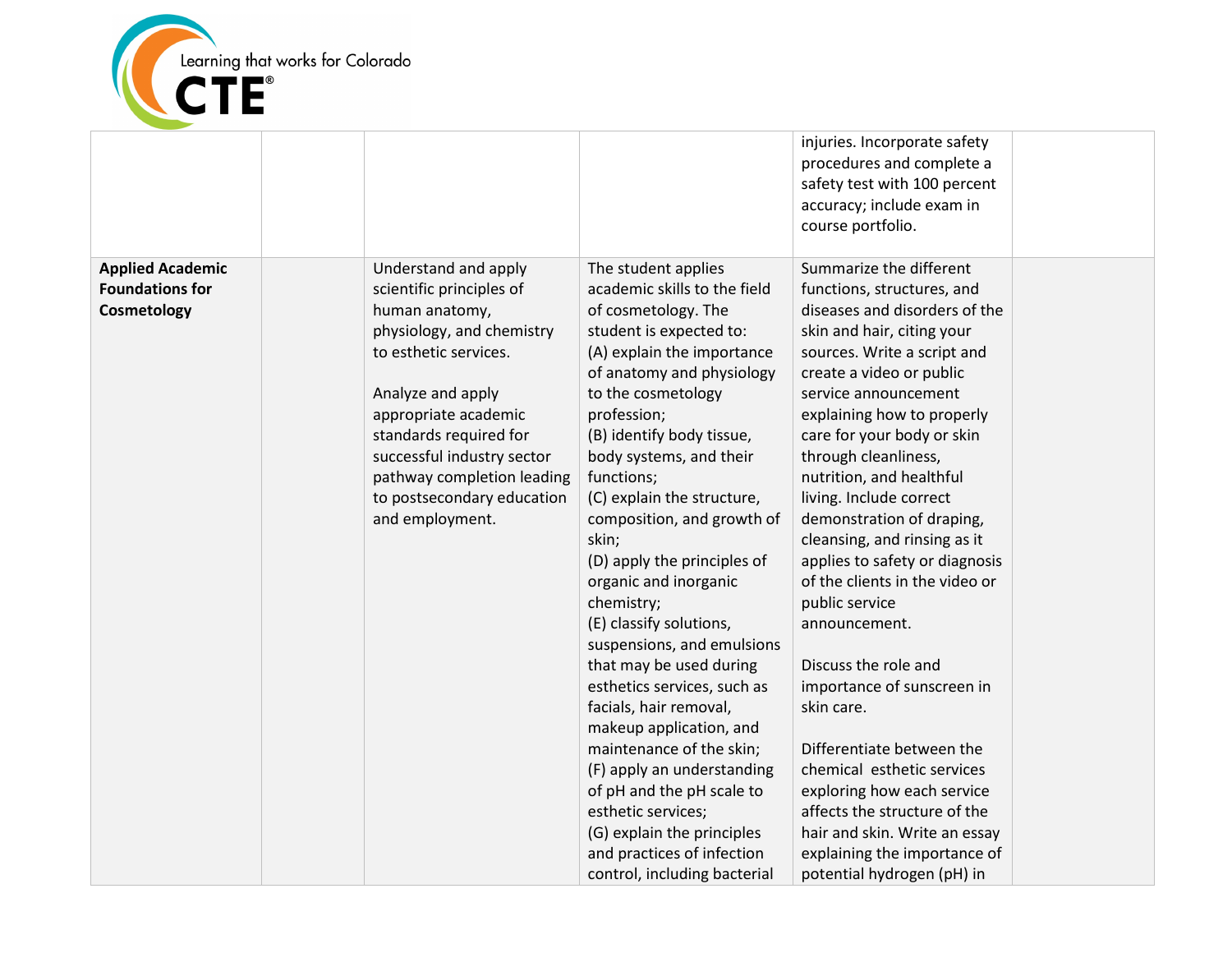| | | | | | |
|---|---|---|---|---|---|
| | | | | injuries. Incorporate safety procedures and complete a safety test with 100 percent accuracy; include exam in course portfolio. | |
| **Applied Academic Foundations for Cosmetology** | | Understand and apply scientific principles of human anatomy, physiology, and chemistry to esthetic services.<br><br>Analyze and apply appropriate academic standards required for successful industry sector pathway completion leading to postsecondary education and employment. | The student applies academic skills to the field of cosmetology. The student is expected to:<br>(A) explain the importance of anatomy and physiology to the cosmetology profession;<br>(B) identify body tissue, body systems, and their functions;<br>(C) explain the structure, composition, and growth of skin;<br>(D) apply the principles of organic and inorganic chemistry;<br>(E) classify solutions, suspensions, and emulsions that may be used during esthetics services, such as facials, hair removal, makeup application, and maintenance of the skin;<br>(F) apply an understanding of pH and the pH scale to esthetic services;<br>(G) explain the principles and practices of infection control, including bacterial | Summarize the different functions, structures, and diseases and disorders of the skin and hair, citing your sources. Write a script and create a video or public service announcement explaining how to properly care for your body or skin through cleanliness, nutrition, and healthful living. Include correct demonstration of draping, cleansing, and rinsing as it applies to safety or diagnosis of the clients in the video or public service announcement.<br><br>Discuss the role and importance of sunscreen in skin care.<br><br>Differentiate between the chemical esthetic services exploring how each service affects the structure of the hair and skin. Write an essay explaining the importance of potential hydrogen (pH) in | |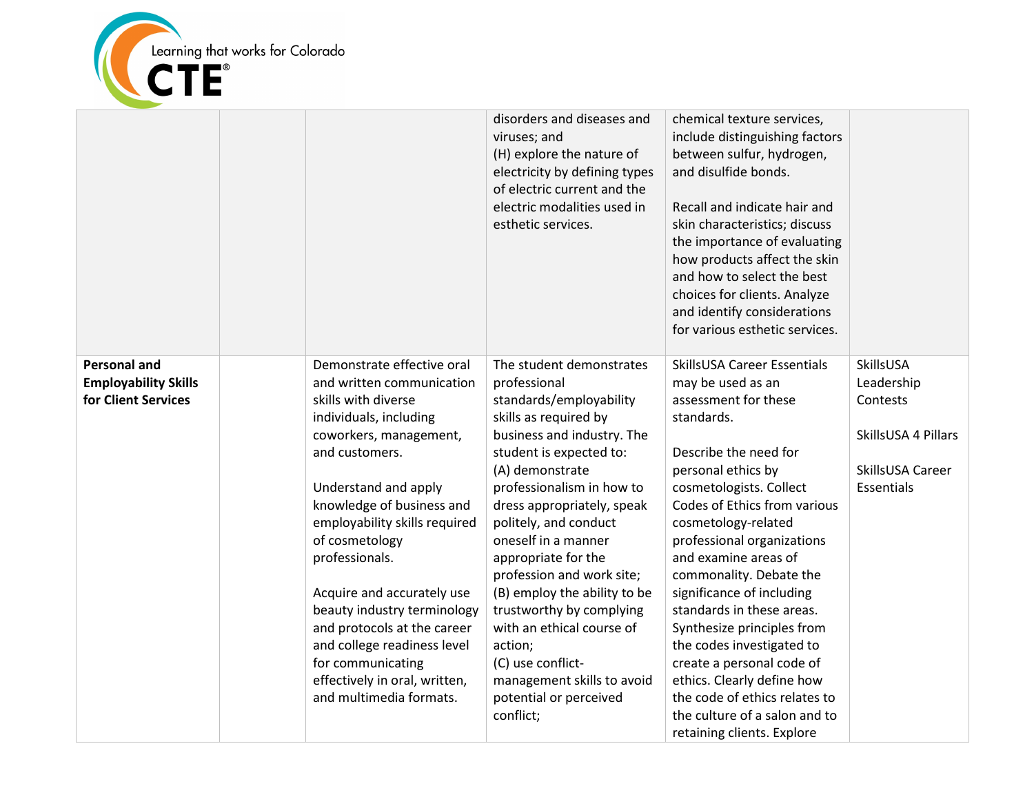| | | | | | |
|---|---|---|---|---|---|
| | | | disorders and diseases and viruses; and<br>(H) explore the nature of electricity by defining types of electric current and the electric modalities used in esthetic services. | chemical texture services, include distinguishing factors between sulfur, hydrogen, and disulfide bonds.<br><br>Recall and indicate hair and skin characteristics; discuss the importance of evaluating how products affect the skin and how to select the best choices for clients. Analyze and identify considerations for various esthetic services. | |
| **Personal and Employability Skills for Client Services** | | Demonstrate effective oral and written communication skills with diverse individuals, including coworkers, management, and customers.<br><br>Understand and apply knowledge of business and employability skills required of cosmetology professionals.<br><br>Acquire and accurately use beauty industry terminology and protocols at the career and college readiness level for communicating effectively in oral, written, and multimedia formats. | The student demonstrates professional standards/employability skills as required by business and industry. The student is expected to:<br>(A) demonstrate professionalism in how to dress appropriately, speak politely, and conduct oneself in a manner appropriate for the profession and work site;<br>(B) employ the ability to be trustworthy by complying with an ethical course of action;<br>(C) use conflict-management skills to avoid potential or perceived conflict; | SkillsUSA Career Essentials may be used as an assessment for these standards.<br><br>Describe the need for personal ethics by cosmetologists. Collect Codes of Ethics from various cosmetology-related professional organizations and examine areas of commonality. Debate the significance of including standards in these areas. Synthesize principles from the codes investigated to create a personal code of ethics. Clearly define how the code of ethics relates to the culture of a salon and to retaining clients. Explore | SkillsUSA Leadership Contests<br><br>SkillsUSA 4 Pillars<br><br>SkillsUSA Career Essentials |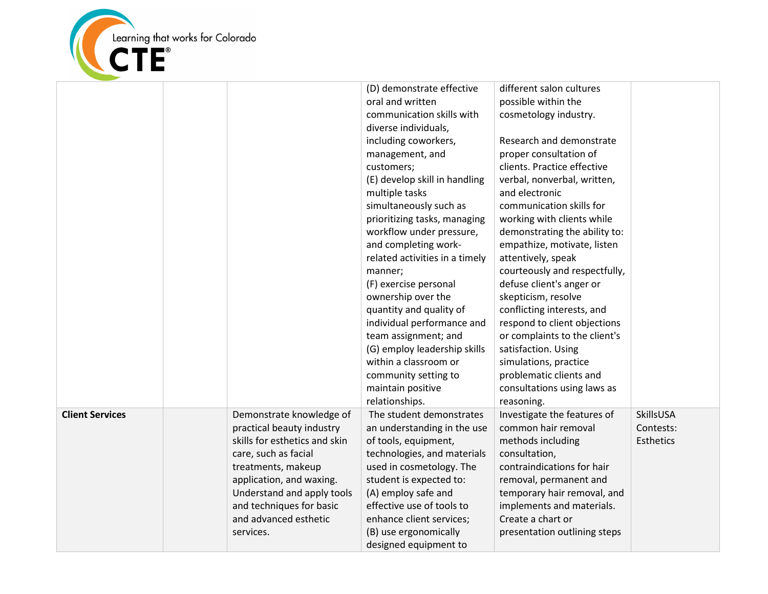| | | | | | |
|---|---|---|---|---|---|
| | | | (D) demonstrate effective oral and written communication skills with diverse individuals, including coworkers, management, and customers;<br>(E) develop skill in handling multiple tasks simultaneously such as prioritizing tasks, managing workflow under pressure, and completing work-related activities in a timely manner;<br>(F) exercise personal ownership over the quantity and quality of individual performance and team assignment; and<br>(G) employ leadership skills within a classroom or community setting to maintain positive relationships. | different salon cultures possible within the cosmetology industry.<br><br>Research and demonstrate proper consultation of clients. Practice effective verbal, nonverbal, written, and electronic communication skills for working with clients while demonstrating the ability to: empathize, motivate, listen attentively, speak courteously and respectfully, defuse client's anger or skepticism, resolve conflicting interests, and respond to client objections or complaints to the client's satisfaction. Using simulations, practice problematic clients and consultations using laws as reasoning. | |
| **Client Services** | | Demonstrate knowledge of practical beauty industry skills for esthetics and skin care, such as facial treatments, makeup application, and waxing. Understand and apply tools and techniques for basic and advanced esthetic services. | The student demonstrates an understanding in the use of tools, equipment, technologies, and materials used in cosmetology. The student is expected to:<br>(A) employ safe and effective use of tools to enhance client services;<br>(B) use ergonomically designed equipment to | Investigate the features of common hair removal methods including consultation, contraindications for hair removal, permanent and temporary hair removal, and implements and materials. Create a chart or presentation outlining steps | SkillsUSA Contests: Esthetics |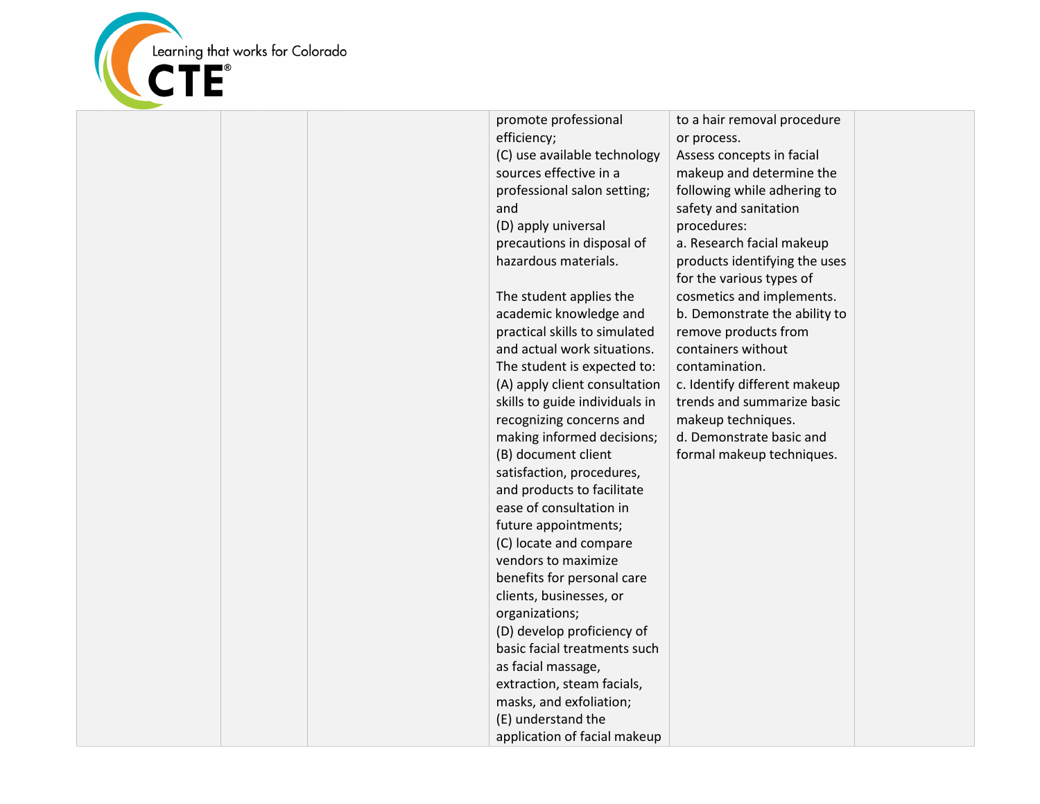| | | | | | |
|---|---|---|---|---|---|
| | | | promote professional efficiency;<br>(C) use available technology sources effective in a professional salon setting; and<br>(D) apply universal precautions in disposal of hazardous materials.<br><br>The student applies the academic knowledge and practical skills to simulated and actual work situations. The student is expected to:<br>(A) apply client consultation skills to guide individuals in recognizing concerns and making informed decisions;<br>(B) document client satisfaction, procedures, and products to facilitate ease of consultation in future appointments;<br>(C) locate and compare vendors to maximize benefits for personal care clients, businesses, or organizations;<br>(D) develop proficiency of basic facial treatments such as facial massage, extraction, steam facials, masks, and exfoliation;<br>(E) understand the application of facial makeup | to a hair removal procedure or process.<br>Assess concepts in facial makeup and determine the following while adhering to safety and sanitation procedures:<br>a. Research facial makeup products identifying the uses for the various types of cosmetics and implements.<br>b. Demonstrate the ability to remove products from containers without contamination.<br>c. Identify different makeup trends and summarize basic makeup techniques.<br>d. Demonstrate basic and formal makeup techniques. | |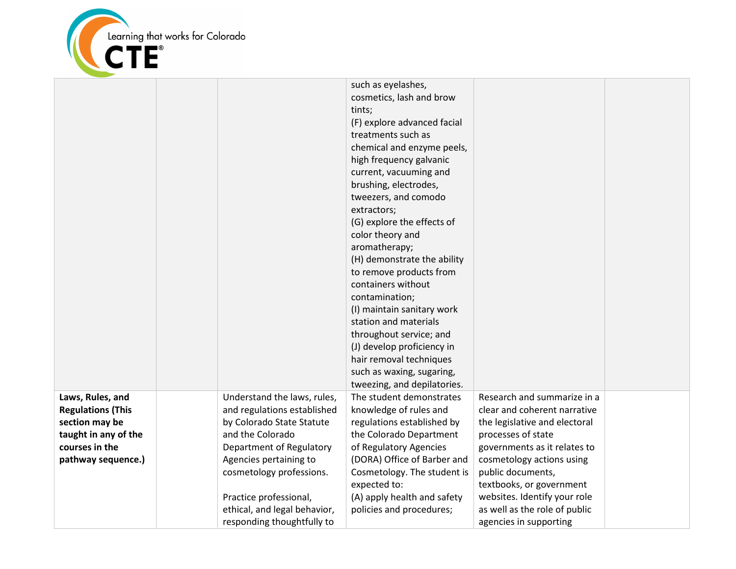| | | | | | |
|---|---|---|---|---|---|
| | | | such as eyelashes, cosmetics, lash and brow tints;<br>(F) explore advanced facial treatments such as chemical and enzyme peels, high frequency galvanic current, vacuuming and brushing, electrodes, tweezers, and comodo extractors;<br>(G) explore the effects of color theory and aromatherapy;<br>(H) demonstrate the ability to remove products from containers without contamination;<br>(I) maintain sanitary work station and materials throughout service; and<br>(J) develop proficiency in hair removal techniques such as waxing, sugaring, tweezing, and depilatories. | | |
| **Laws, Rules, and Regulations (This section may be taught in any of the courses in the pathway sequence.)** | | Understand the laws, rules, and regulations established by Colorado State Statute and the Colorado Department of Regulatory Agencies pertaining to cosmetology professions.<br><br>Practice professional, ethical, and legal behavior, responding thoughtfully to | The student demonstrates knowledge of rules and regulations established by the Colorado Department of Regulatory Agencies (DORA) Office of Barber and Cosmetology. The student is expected to:<br>(A) apply health and safety policies and procedures; | Research and summarize in a clear and coherent narrative the legislative and electoral processes of state governments as it relates to cosmetology actions using public documents, textbooks, or government websites. Identify your role as well as the role of public agencies in supporting | |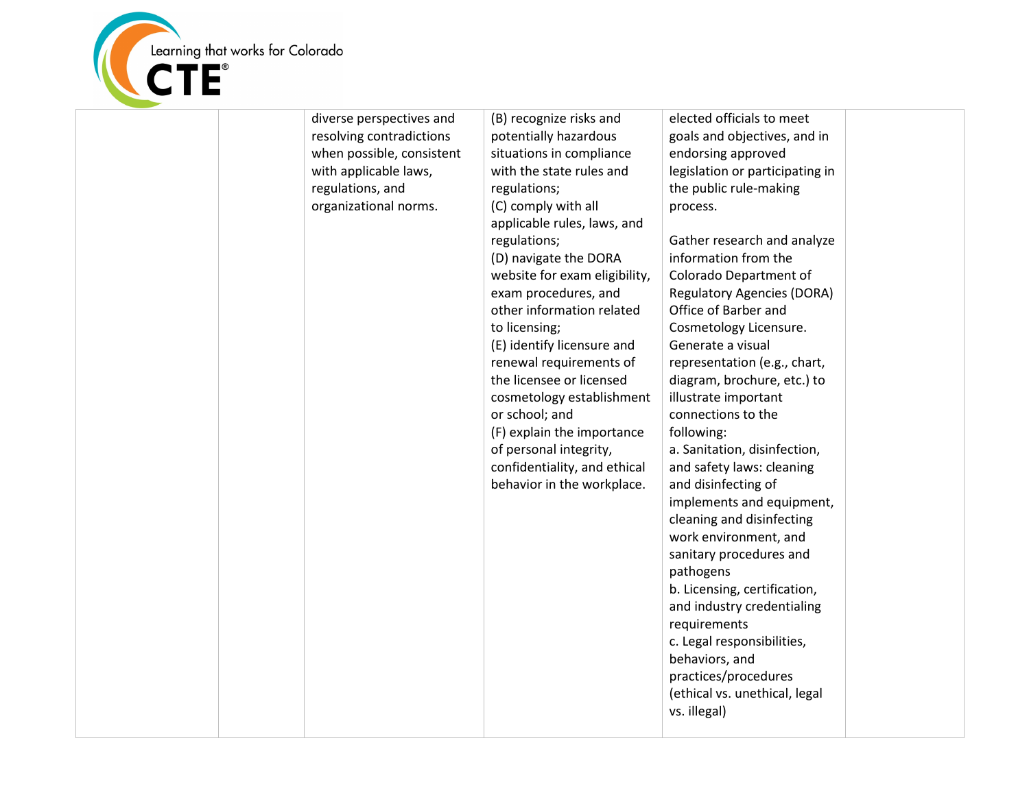| | | | | | |
|---|---|---|---|---|---|
| | | diverse perspectives and resolving contradictions when possible, consistent with applicable laws, regulations, and organizational norms. | (B) recognize risks and potentially hazardous situations in compliance with the state rules and regulations;<br>(C) comply with all applicable rules, laws, and regulations;<br>(D) navigate the DORA website for exam eligibility, exam procedures, and other information related to licensing;<br>(E) identify licensure and renewal requirements of the licensee or licensed cosmetology establishment or school; and<br>(F) explain the importance of personal integrity, confidentiality, and ethical behavior in the workplace. | elected officials to meet goals and objectives, and in endorsing approved legislation or participating in the public rule-making process.<br><br>Gather research and analyze information from the Colorado Department of Regulatory Agencies (DORA) Office of Barber and Cosmetology Licensure. Generate a visual representation (e.g., chart, diagram, brochure, etc.) to illustrate important connections to the following:<br>a. Sanitation, disinfection, and safety laws: cleaning and disinfecting of implements and equipment, cleaning and disinfecting work environment, and sanitary procedures and pathogens<br>b. Licensing, certification, and industry credentialing requirements<br>c. Legal responsibilities, behaviors, and practices/procedures (ethical vs. unethical, legal vs. illegal) | |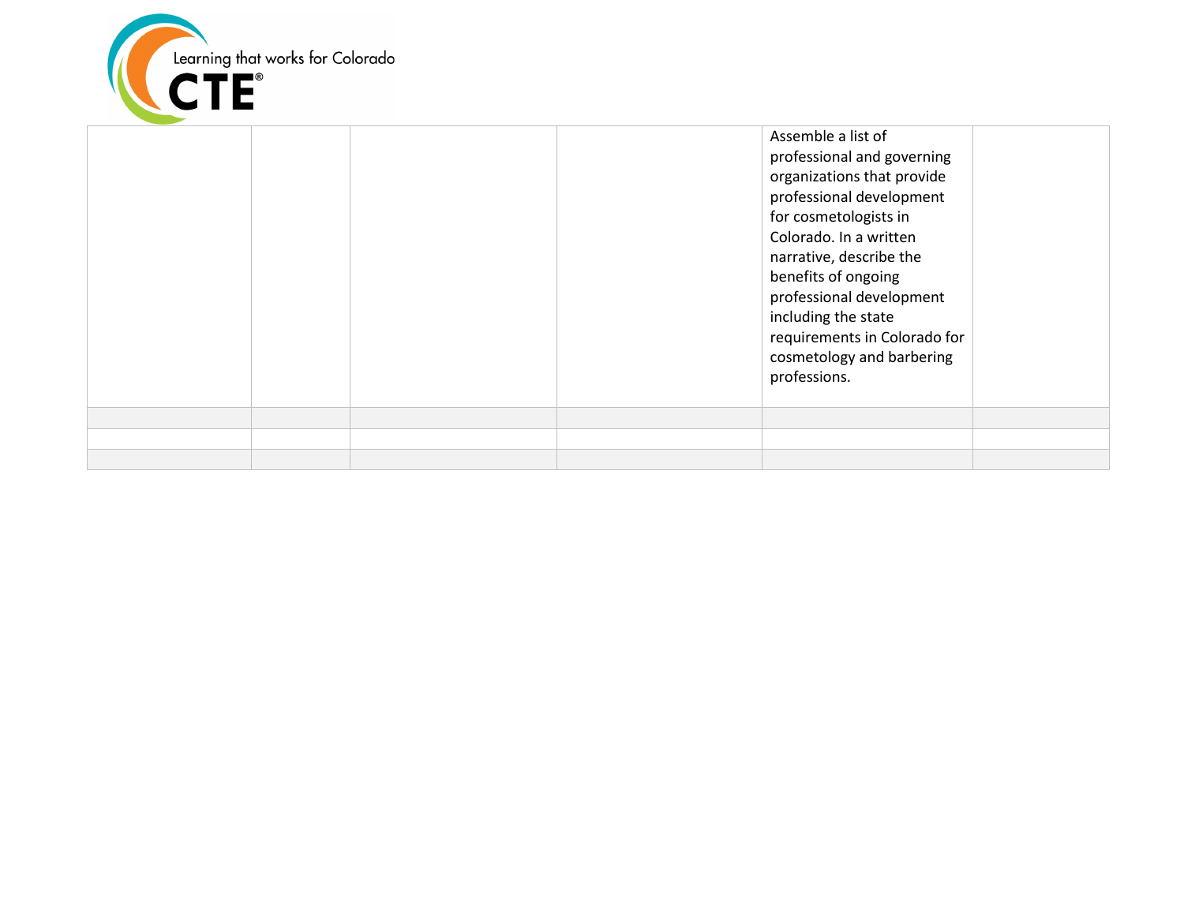| | | | | | |
|---|---|---|---|---|---|
| | | | | Assemble a list of professional and governing organizations that provide professional development for cosmetologists in Colorado. In a written narrative, describe the benefits of ongoing professional development including the state requirements in Colorado for cosmetology and barbering professions. | |
| | | | | | |
| | | | | | |
| | | | | | |